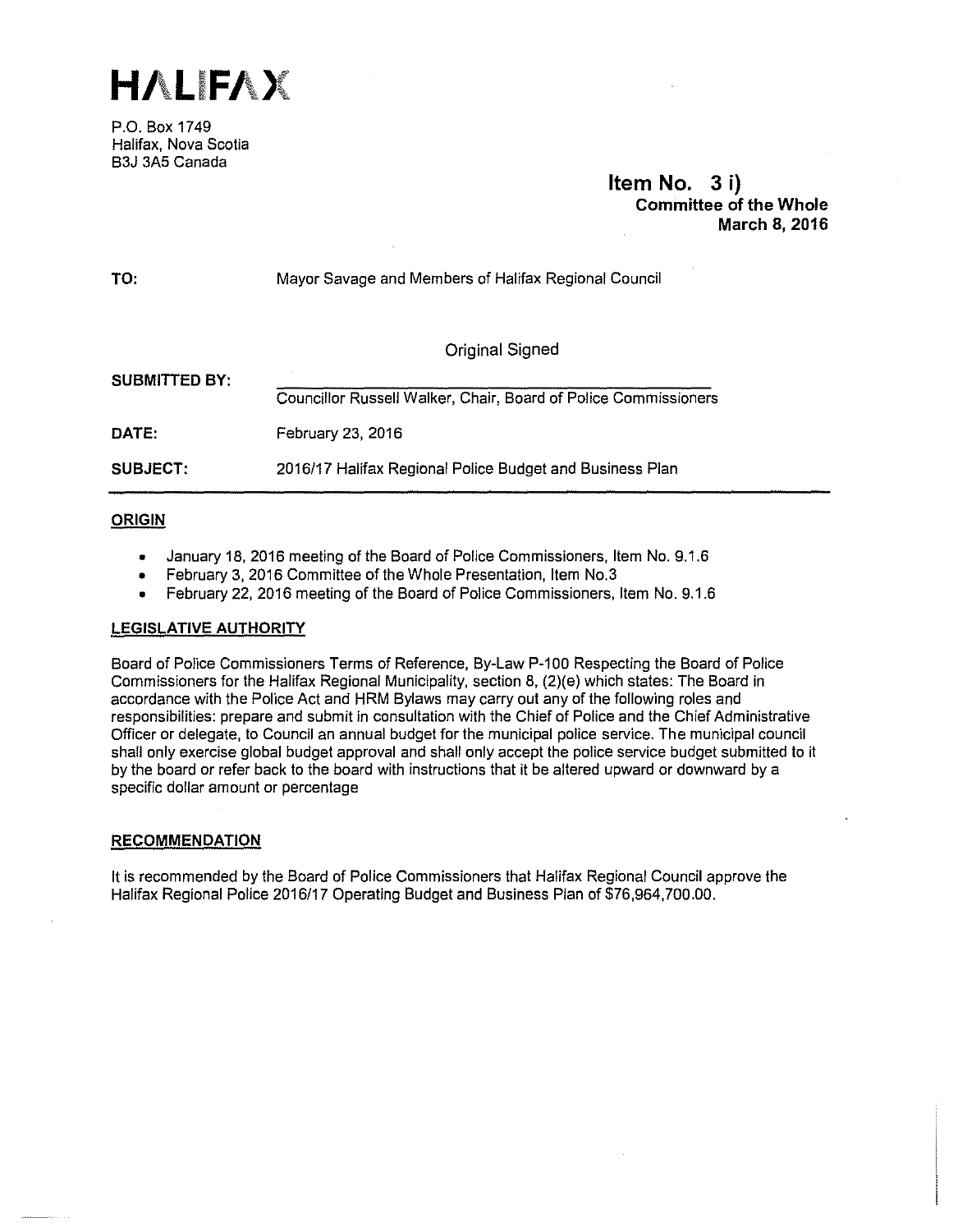# HALIFAX

P.O. Box 1749
Halifax, Nova Scotia
B3J 3A5 Canada

**Item No. 3 i)**
**Committee of the Whole**
**March 8, 2016**

**TO:** Mayor Savage and Members of Halifax Regional Council

Original Signed

**SUBMITTED BY:** Councillor Russell Walker, Chair, Board of Police Commissioners

**DATE:** February 23, 2016

**SUBJECT:** 2016/17 Halifax Regional Police Budget and Business Plan

## ORIGIN

- January 18, 2016 meeting of the Board of Police Commissioners, Item No. 9.1.6
- February 3, 2016 Committee of the Whole Presentation, Item No.3
- February 22, 2016 meeting of the Board of Police Commissioners, Item No. 9.1.6

## LEGISLATIVE AUTHORITY

Board of Police Commissioners Terms of Reference, By-Law P-100 Respecting the Board of Police Commissioners for the Halifax Regional Municipality, section 8, (2)(e) which states: The Board in accordance with the Police Act and HRM Bylaws may carry out any of the following roles and responsibilities: prepare and submit in consultation with the Chief of Police and the Chief Administrative Officer or delegate, to Council an annual budget for the municipal police service. The municipal council shall only exercise global budget approval and shall only accept the police service budget submitted to it by the board or refer back to the board with instructions that it be altered upward or downward by a specific dollar amount or percentage

## RECOMMENDATION

It is recommended by the Board of Police Commissioners that Halifax Regional Council approve the Halifax Regional Police 2016/17 Operating Budget and Business Plan of $76,964,700.00.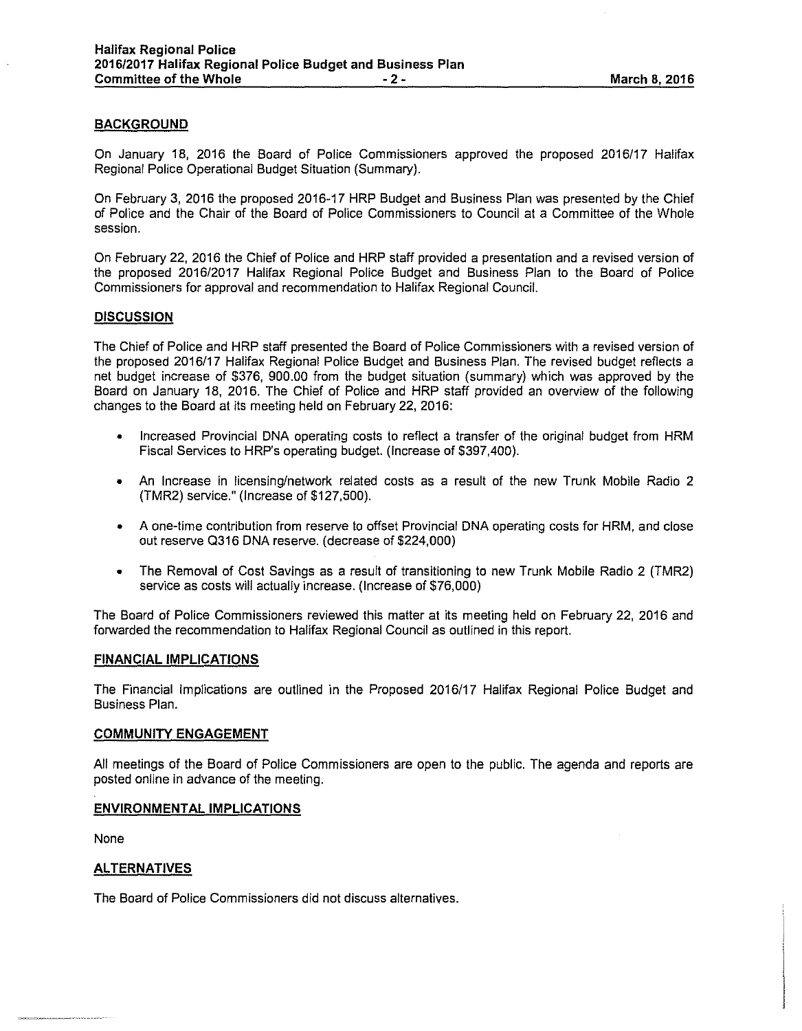## BACKGROUND

On January 18, 2016 the Board of Police Commissioners approved the proposed 2016/17 Halifax Regional Police Operational Budget Situation (Summary).

On February 3, 2016 the proposed 2016-17 HRP Budget and Business Plan was presented by the Chief of Police and the Chair of the Board of Police Commissioners to Council at a Committee of the Whole session.

On February 22, 2016 the Chief of Police and HRP staff provided a presentation and a revised version of the proposed 2016/2017 Halifax Regional Police Budget and Business Plan to the Board of Police Commissioners for approval and recommendation to Halifax Regional Council.

## DISCUSSION

The Chief of Police and HRP staff presented the Board of Police Commissioners with a revised version of the proposed 2016/17 Halifax Regional Police Budget and Business Plan. The revised budget reflects a net budget increase of $376, 900.00 from the budget situation (summary) which was approved by the Board on January 18, 2016. The Chief of Police and HRP staff provided an overview of the following changes to the Board at its meeting held on February 22, 2016:

- Increased Provincial DNA operating costs to reflect a transfer of the original budget from HRM Fiscal Services to HRP's operating budget. (Increase of $397,400).
- An Increase in licensing/network related costs as a result of the new Trunk Mobile Radio 2 (TMR2) service." (Increase of $127,500).
- A one-time contribution from reserve to offset Provincial DNA operating costs for HRM, and close out reserve Q316 DNA reserve. (decrease of $224,000)
- The Removal of Cost Savings as a result of transitioning to new Trunk Mobile Radio 2 (TMR2) service as costs will actually increase. (Increase of $76,000)

The Board of Police Commissioners reviewed this matter at its meeting held on February 22, 2016 and forwarded the recommendation to Halifax Regional Council as outlined in this report.

## FINANCIAL IMPLICATIONS

The Financial Implications are outlined in the Proposed 2016/17 Halifax Regional Police Budget and Business Plan.

## COMMUNITY ENGAGEMENT

All meetings of the Board of Police Commissioners are open to the public. The agenda and reports are posted online in advance of the meeting.

## ENVIRONMENTAL IMPLICATIONS

None

## ALTERNATIVES

The Board of Police Commissioners did not discuss alternatives.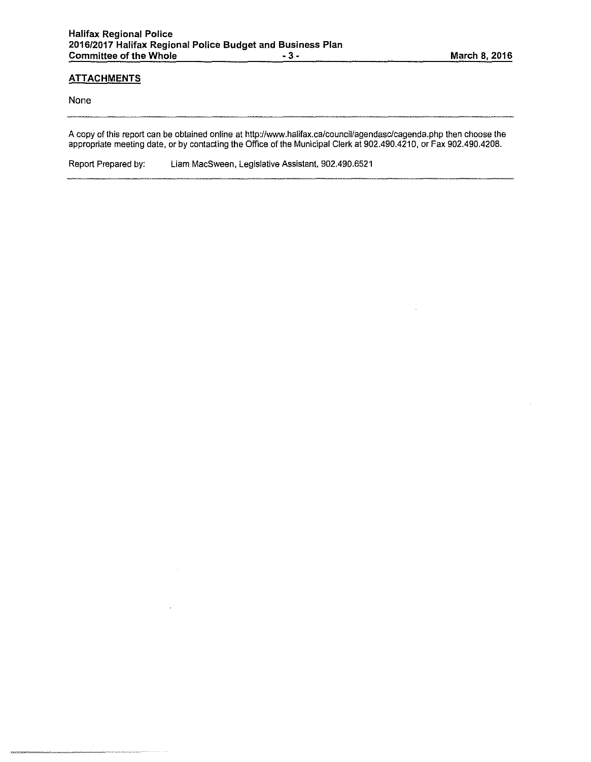## ATTACHMENTS

None

---

A copy of this report can be obtained online at http://www.halifax.ca/council/agendasc/cagenda.php then choose the appropriate meeting date, or by contacting the Office of the Municipal Clerk at 902.490.4210, or Fax 902.490.4208.

Report Prepared by: Liam MacSween, Legislative Assistant, 902.490.6521

---